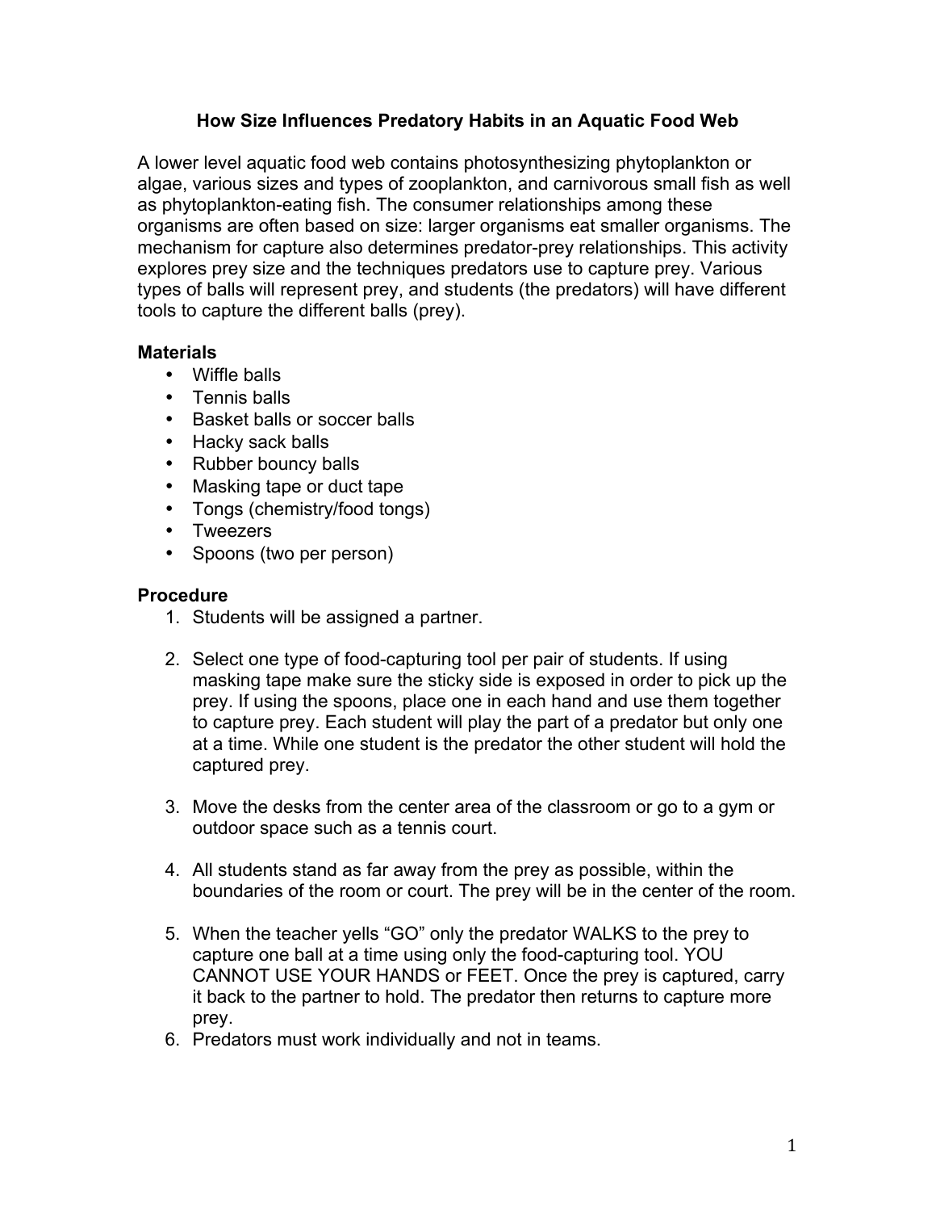# How Size Influences Predatory Habits in an Aquatic Food Web

A lower level aquatic food web contains photosynthesizing phytoplankton or algae, various sizes and types of zooplankton, and carnivorous small fish as well as phytoplankton-eating fish. The consumer relationships among these organisms are often based on size: larger organisms eat smaller organisms. The mechanism for capture also determines predator-prey relationships. This activity explores prey size and the techniques predators use to capture prey. Various types of balls will represent prey, and students (the predators) will have different tools to capture the different balls (prey).

## Materials

- Wiffle balls
- Tennis balls
- Basket balls or soccer balls
- Hacky sack balls
- Rubber bouncy balls
- Masking tape or duct tape
- Tongs (chemistry/food tongs)
- Tweezers
- Spoons (two per person)

## Procedure

1. Students will be assigned a partner.

2. Select one type of food-capturing tool per pair of students. If using masking tape make sure the sticky side is exposed in order to pick up the prey. If using the spoons, place one in each hand and use them together to capture prey. Each student will play the part of a predator but only one at a time. While one student is the predator the other student will hold the captured prey.

3. Move the desks from the center area of the classroom or go to a gym or outdoor space such as a tennis court.

4. All students stand as far away from the prey as possible, within the boundaries of the room or court. The prey will be in the center of the room.

5. When the teacher yells "GO" only the predator WALKS to the prey to capture one ball at a time using only the food-capturing tool. YOU CANNOT USE YOUR HANDS or FEET. Once the prey is captured, carry it back to the partner to hold. The predator then returns to capture more prey.
6. Predators must work individually and not in teams.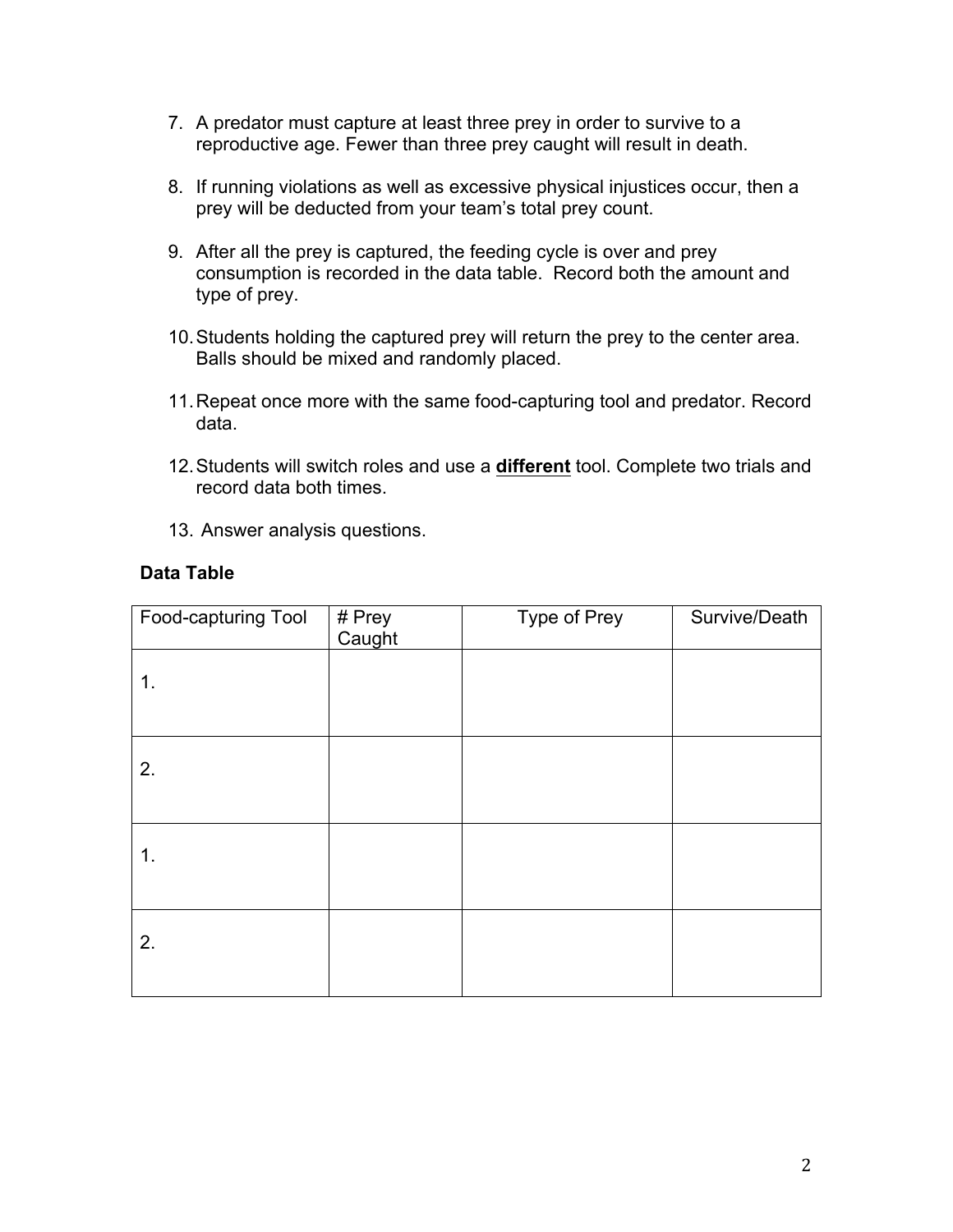7. A predator must capture at least three prey in order to survive to a reproductive age. Fewer than three prey caught will result in death.

8. If running violations as well as excessive physical injustices occur, then a prey will be deducted from your team's total prey count.

9. After all the prey is captured, the feeding cycle is over and prey consumption is recorded in the data table. Record both the amount and type of prey.

10. Students holding the captured prey will return the prey to the center area. Balls should be mixed and randomly placed.

11. Repeat once more with the same food-capturing tool and predator. Record data.

12. Students will switch roles and use a **<u>different</u>** tool. Complete two trials and record data both times.

13. Answer analysis questions.

**Data Table**

| Food-capturing Tool | # Prey Caught | Type of Prey | Survive/Death |
|---|---|---|---|
| 1. | | | |
| 2. | | | |
| 1. | | | |
| 2. | | | |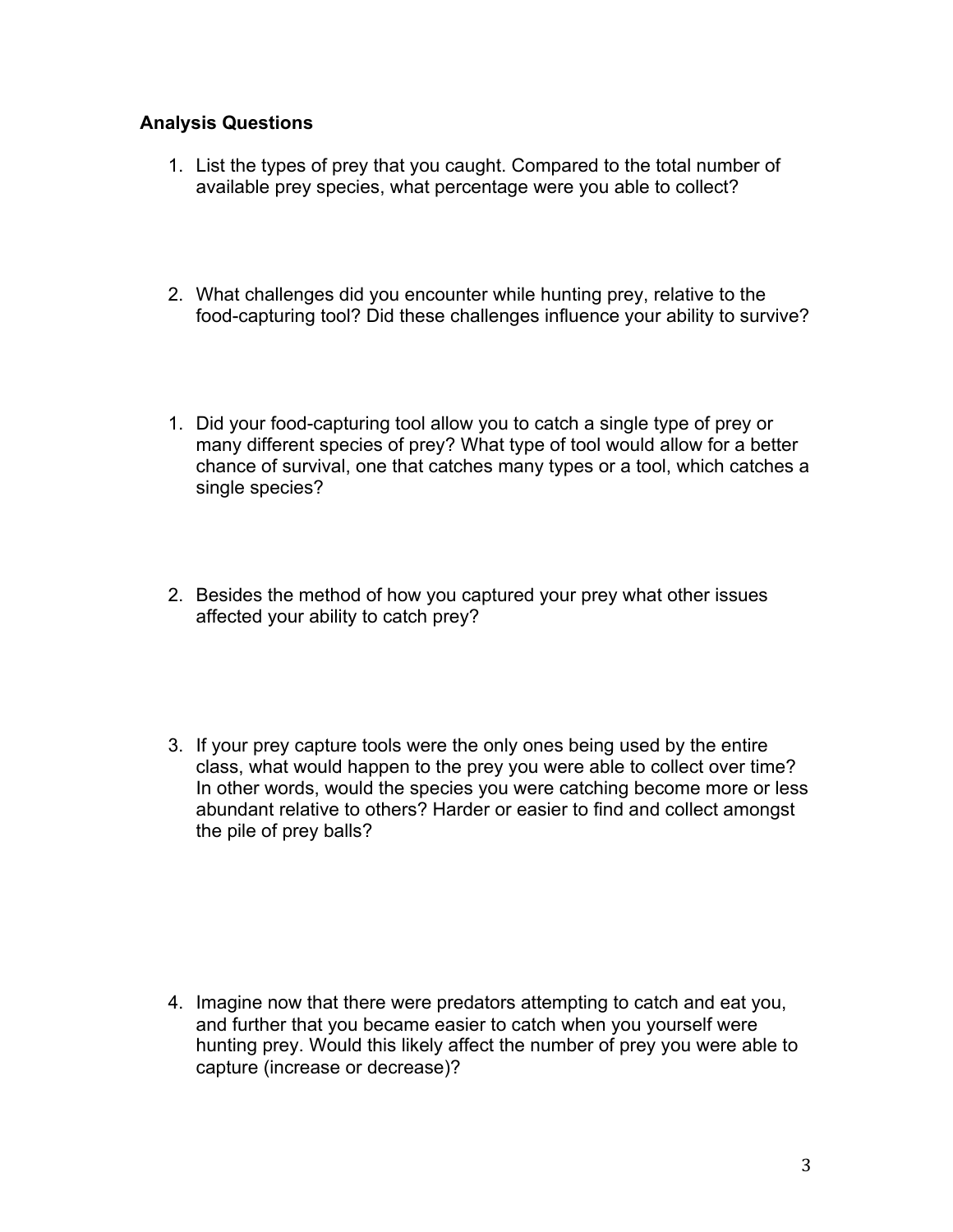**Analysis Questions**

1. List the types of prey that you caught. Compared to the total number of available prey species, what percentage were you able to collect?

2. What challenges did you encounter while hunting prey, relative to the food-capturing tool? Did these challenges influence your ability to survive?

1. Did your food-capturing tool allow you to catch a single type of prey or many different species of prey? What type of tool would allow for a better chance of survival, one that catches many types or a tool, which catches a single species?

2. Besides the method of how you captured your prey what other issues affected your ability to catch prey?

3. If your prey capture tools were the only ones being used by the entire class, what would happen to the prey you were able to collect over time? In other words, would the species you were catching become more or less abundant relative to others? Harder or easier to find and collect amongst the pile of prey balls?

4. Imagine now that there were predators attempting to catch and eat you, and further that you became easier to catch when you yourself were hunting prey. Would this likely affect the number of prey you were able to capture (increase or decrease)?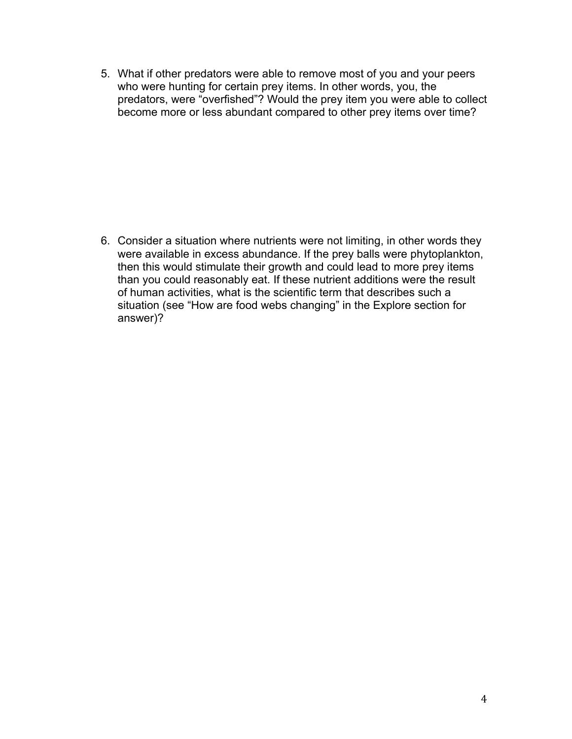5. What if other predators were able to remove most of you and your peers who were hunting for certain prey items. In other words, you, the predators, were “overfished”? Would the prey item you were able to collect become more or less abundant compared to other prey items over time?

6. Consider a situation where nutrients were not limiting, in other words they were available in excess abundance. If the prey balls were phytoplankton, then this would stimulate their growth and could lead to more prey items than you could reasonably eat. If these nutrient additions were the result of human activities, what is the scientific term that describes such a situation (see “How are food webs changing” in the Explore section for answer)?